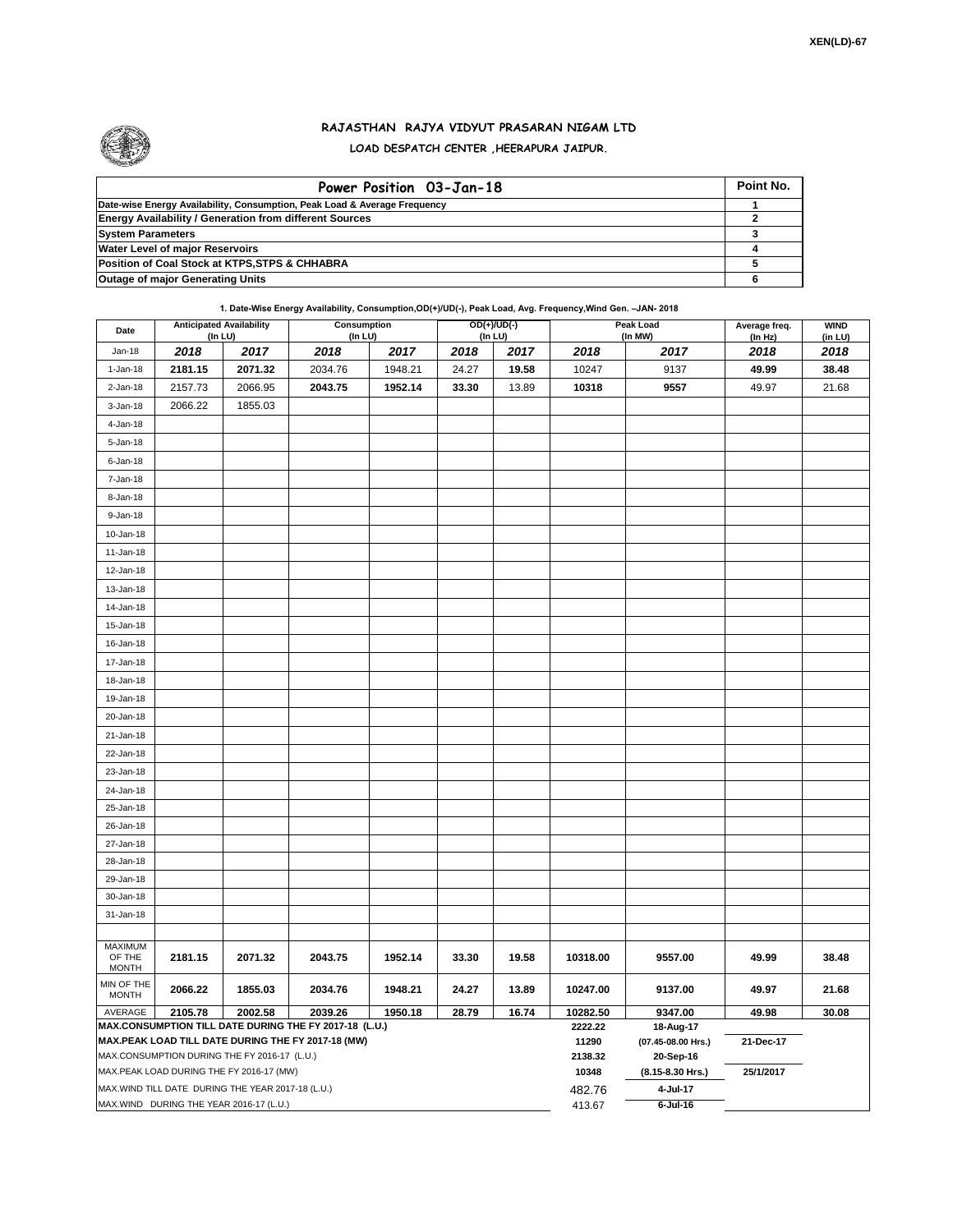XEN(LD)-67

# RAJASTHAN RAJYA VIDYUT PRASARAN NIGAM LTD

## LOAD DESPATCH CENTER ,HEERAPURA JAIPUR.

| Power Position 03-Jan-18 | Point No. |
|---|---|
| Date-wise Energy Availability, Consumption, Peak Load & Average Frequency | 1 |
| Energy Availability / Generation from different Sources | 2 |
| System Parameters | 3 |
| Water Level of major Reservoirs | 4 |
| Position of Coal Stock at KTPS,STPS & CHHABRA | 5 |
| Outage of major Generating Units | 6 |

**1. Date-Wise Energy Availability, Consumption,OD(+)/UD(-), Peak Load, Avg. Frequency,Wind Gen. –JAN- 2018**

| Date | Anticipated Availability (In LU) | | Consumption (In LU) | | OD(+)/UD(-) (In LU) | | Peak Load (In MW) | | Average freq. (In Hz) | WIND (in LU) |
|---|---|---|---|---|---|---|---|---|---|---|
| Jan-18 | 2018 | 2017 | 2018 | 2017 | 2018 | 2017 | 2018 | 2017 | 2018 | 2018 |
| 1-Jan-18 | 2181.15 | 2071.32 | 2034.76 | 1948.21 | 24.27 | 19.58 | 10247 | 9137 | 49.99 | 38.48 |
| 2-Jan-18 | 2157.73 | 2066.95 | 2043.75 | 1952.14 | 33.30 | 13.89 | 10318 | 9557 | 49.97 | 21.68 |
| 3-Jan-18 | 2066.22 | 1855.03 | | | | | | | | |
| 4-Jan-18 | | | | | | | | | | |
| 5-Jan-18 | | | | | | | | | | |
| 6-Jan-18 | | | | | | | | | | |
| 7-Jan-18 | | | | | | | | | | |
| 8-Jan-18 | | | | | | | | | | |
| 9-Jan-18 | | | | | | | | | | |
| 10-Jan-18 | | | | | | | | | | |
| 11-Jan-18 | | | | | | | | | | |
| 12-Jan-18 | | | | | | | | | | |
| 13-Jan-18 | | | | | | | | | | |
| 14-Jan-18 | | | | | | | | | | |
| 15-Jan-18 | | | | | | | | | | |
| 16-Jan-18 | | | | | | | | | | |
| 17-Jan-18 | | | | | | | | | | |
| 18-Jan-18 | | | | | | | | | | |
| 19-Jan-18 | | | | | | | | | | |
| 20-Jan-18 | | | | | | | | | | |
| 21-Jan-18 | | | | | | | | | | |
| 22-Jan-18 | | | | | | | | | | |
| 23-Jan-18 | | | | | | | | | | |
| 24-Jan-18 | | | | | | | | | | |
| 25-Jan-18 | | | | | | | | | | |
| 26-Jan-18 | | | | | | | | | | |
| 27-Jan-18 | | | | | | | | | | |
| 28-Jan-18 | | | | | | | | | | |
| 29-Jan-18 | | | | | | | | | | |
| 30-Jan-18 | | | | | | | | | | |
| 31-Jan-18 | | | | | | | | | | |
| MAXIMUM OF THE MONTH | 2181.15 | 2071.32 | 2043.75 | 1952.14 | 33.30 | 19.58 | 10318.00 | 9557.00 | 49.99 | 38.48 |
| MIN OF THE MONTH | 2066.22 | 1855.03 | 2034.76 | 1948.21 | 24.27 | 13.89 | 10247.00 | 9137.00 | 49.97 | 21.68 |
| AVERAGE | 2105.78 | 2002.58 | 2039.26 | 1950.18 | 28.79 | 16.74 | 10282.50 | 9347.00 | 49.98 | 30.08 |
| MAX.CONSUMPTION TILL DATE DURING THE FY 2017-18 (L.U.) | | | | | | | 2222.22 | 18-Aug-17 | | |
| MAX.PEAK LOAD TILL DATE DURING THE FY 2017-18 (MW) | | | | | | | 11290 | (07.45-08.00 Hrs.) | 21-Dec-17 | |
| MAX.CONSUMPTION DURING THE FY 2016-17 (L.U.) | | | | | | | 2138.32 | 20-Sep-16 | | |
| MAX.PEAK LOAD DURING THE FY 2016-17 (MW) | | | | | | | 10348 | (8.15-8.30 Hrs.) | 25/1/2017 | |
| MAX.WIND TILL DATE DURING THE YEAR 2017-18 (L.U.) | | | | | | | 482.76 | 4-Jul-17 | | |
| MAX.WIND DURING THE YEAR 2016-17 (L.U.) | | | | | | | 413.67 | 6-Jul-16 | | |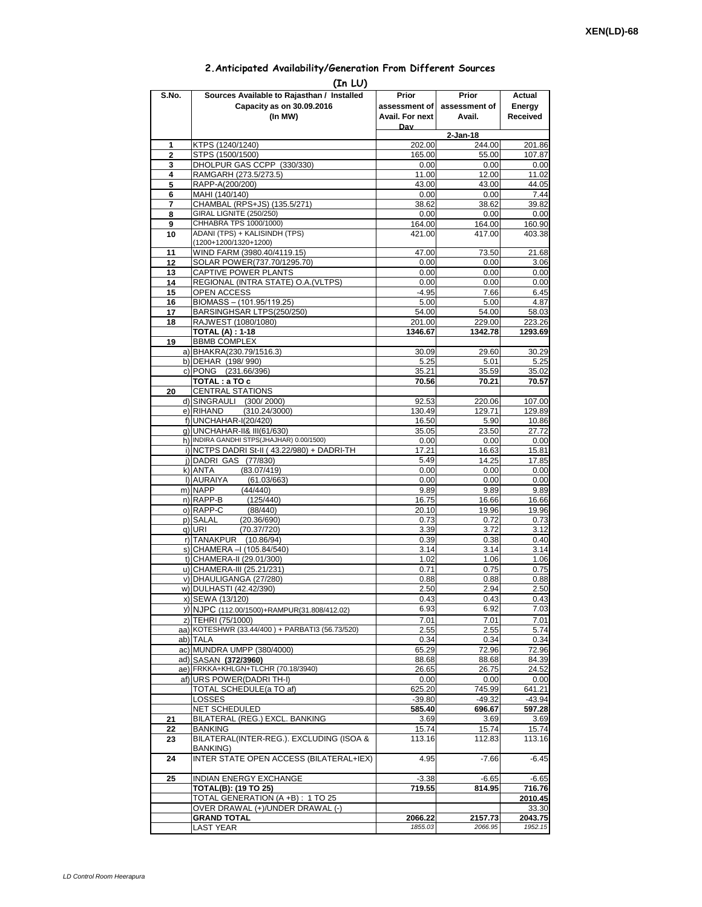## 2.Anticipated Availability/Generation From Different Sources

**(In LU)**

| S.No. | Sources Available to Rajasthan / Installed Capacity as on 30.09.2016 (In MW) | Prior assessment of Avail. For next Day | Prior assessment of Avail. | Actual Energy Received |
|---|---|---|---|---|
| | | | 2-Jan-18 | |
| 1 | KTPS (1240/1240) | 202.00 | 244.00 | 201.86 |
| 2 | STPS (1500/1500) | 165.00 | 55.00 | 107.87 |
| 3 | DHOLPUR GAS CCPP (330/330) | 0.00 | 0.00 | 0.00 |
| 4 | RAMGARH (273.5/273.5) | 11.00 | 12.00 | 11.02 |
| 5 | RAPP-A(200/200) | 43.00 | 43.00 | 44.05 |
| 6 | MAHI (140/140) | 0.00 | 0.00 | 7.44 |
| 7 | CHAMBAL (RPS+JS) (135.5/271) | 38.62 | 38.62 | 39.82 |
| 8 | GIRAL LIGNITE (250/250) | 0.00 | 0.00 | 0.00 |
| 9 | CHHABRA TPS 1000/1000) | 164.00 | 164.00 | 160.90 |
| 10 | ADANI (TPS) + KALISINDH (TPS) (1200+1200/1320+1200) | 421.00 | 417.00 | 403.38 |
| 11 | WIND FARM (3980.40/4119.15) | 47.00 | 73.50 | 21.68 |
| 12 | SOLAR POWER(737.70/1295.70) | 0.00 | 0.00 | 3.06 |
| 13 | CAPTIVE POWER PLANTS | 0.00 | 0.00 | 0.00 |
| 14 | REGIONAL (INTRA STATE) O.A.(VLTPS) | 0.00 | 0.00 | 0.00 |
| 15 | OPEN ACCESS | -4.95 | 7.66 | 6.45 |
| 16 | BIOMASS – (101.95/119.25) | 5.00 | 5.00 | 4.87 |
| 17 | BARSINGHSAR LTPS(250/250) | 54.00 | 54.00 | 58.03 |
| 18 | RAJWEST (1080/1080) | 201.00 | 229.00 | 223.26 |
| | **TOTAL (A) : 1-18** | **1346.67** | **1342.78** | **1293.69** |
| 19 | BBMB COMPLEX | | | |
| | a) BHAKRA(230.79/1516.3) | 30.09 | 29.60 | 30.29 |
| | b) DEHAR (198/ 990) | 5.25 | 5.01 | 5.25 |
| | c) PONG (231.66/396) | 35.21 | 35.59 | 35.02 |
| | **TOTAL : a TO c** | **70.56** | **70.21** | **70.57** |
| 20 | CENTRAL STATIONS | | | |
| | d) SINGRAULI (300/ 2000) | 92.53 | 220.06 | 107.00 |
| | e) RIHAND (310.24/3000) | 130.49 | 129.71 | 129.89 |
| | f) UNCHAHAR-I(20/420) | 16.50 | 5.90 | 10.86 |
| | g) UNCHAHAR-II& III(61/630) | 35.05 | 23.50 | 27.72 |
| | h) INDIRA GANDHI STPS(JHAJHAR) 0.00/1500) | 0.00 | 0.00 | 0.00 |
| | i) NCTPS DADRI St-II ( 43.22/980) + DADRI-TH | 17.21 | 16.63 | 15.81 |
| | j) DADRI GAS (77/830) | 5.49 | 14.25 | 17.85 |
| | k) ANTA (83.07/419) | 0.00 | 0.00 | 0.00 |
| | l) AURAIYA (61.03/663) | 0.00 | 0.00 | 0.00 |
| | m) NAPP (44/440) | 9.89 | 9.89 | 9.89 |
| | n) RAPP-B (125/440) | 16.75 | 16.66 | 16.66 |
| | o) RAPP-C (88/440) | 20.10 | 19.96 | 19.96 |
| | p) SALAL (20.36/690) | 0.73 | 0.72 | 0.73 |
| | q) URI (70.37/720) | 3.39 | 3.72 | 3.12 |
| | r) TANAKPUR (10.86/94) | 0.39 | 0.38 | 0.40 |
| | s) CHAMERA –I (105.84/540) | 3.14 | 3.14 | 3.14 |
| | t) CHAMERA-II (29.01/300) | 1.02 | 1.06 | 1.06 |
| | u) CHAMERA-III (25.21/231) | 0.71 | 0.75 | 0.75 |
| | v) DHAULIGANGA (27/280) | 0.88 | 0.88 | 0.88 |
| | w) DULHASTI (42.42/390) | 2.50 | 2.94 | 2.50 |
| | x) SEWA (13/120) | 0.43 | 0.43 | 0.43 |
| | y) NJPC (112.00/1500)+RAMPUR(31.808/412.02) | 6.93 | 6.92 | 7.03 |
| | z) TEHRI (75/1000) | 7.01 | 7.01 | 7.01 |
| | aa) KOTESHWR (33.44/400 ) + PARBATI3 (56.73/520) | 2.55 | 2.55 | 5.74 |
| | ab) TALA | 0.34 | 0.34 | 0.34 |
| | ac) MUNDRA UMPP (380/4000) | 65.29 | 72.96 | 72.96 |
| | ad) SASAN **(372/3960)** | 88.68 | 88.68 | 84.39 |
| | ae) FRKKA+KHLGN+TLCHR (70.18/3940) | 26.65 | 26.75 | 24.52 |
| | af) URS POWER(DADRI TH-I) | 0.00 | 0.00 | 0.00 |
| | TOTAL SCHEDULE(a TO af) | 625.20 | 745.99 | 641.21 |
| | LOSSES | -39.80 | -49.32 | -43.94 |
| | NET SCHEDULED | **585.40** | **696.67** | **597.28** |
| 21 | BILATERAL (REG.) EXCL. BANKING | 3.69 | 3.69 | 3.69 |
| 22 | BANKING | 15.74 | 15.74 | 15.74 |
| 23 | BILATERAL(INTER-REG.). EXCLUDING (ISOA & BANKING) | 113.16 | 112.83 | 113.16 |
| 24 | INTER STATE OPEN ACCESS (BILATERAL+IEX) | 4.95 | -7.66 | -6.45 |
| 25 | INDIAN ENERGY EXCHANGE | -3.38 | -6.65 | -6.65 |
| | **TOTAL(B): (19 TO 25)** | **719.55** | **814.95** | **716.76** |
| | TOTAL GENERATION (A +B) : 1 TO 25 | | | **2010.45** |
| | OVER DRAWAL (+)/UNDER DRAWAL (-) | | | 33.30 |
| | **GRAND TOTAL** | **2066.22** | **2157.73** | **2043.75** |
| | LAST YEAR | *1855.03* | *2066.95* | *1952.15* |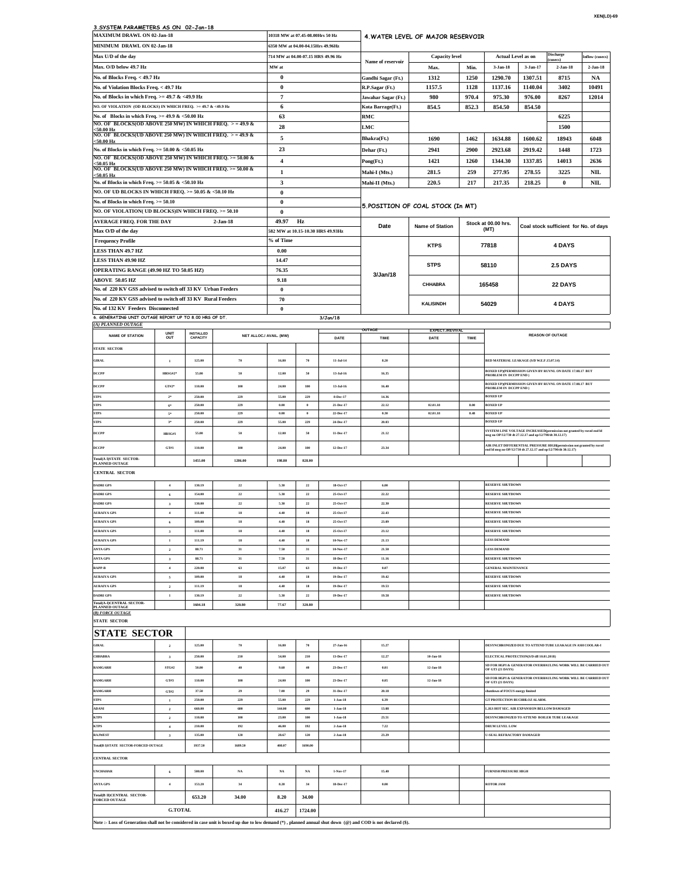## 3.SYSTEM PARAMETERS AS ON 02-Jan-18

| | | |
|---|---|---|
| MAXIMUM DRAWL ON 02-Jan-18 | 10318 MW at 07.45-08.00Hrs 50 Hz | |
| MINIMUM DRAWL ON 02-Jan-18 | 6350 MW at 04.00-04.15Hrs 49.96Hz | |
| Max U/D of the day | 714 MW at 04.00-07.15 HRS 49.96 Hz | |
| Max. O/D below 49.7 Hz | MW at | |
| No. of Blocks Freq. < 49.7 Hz | 0 | |
| No. of Violation Blocks Freq. < 49.7 Hz | 0 | |
| No. of Blocks in which Freq. >= 49.7 & <49.9 Hz | 7 | |
| NO. OF VIOLATION (OD BLOCKS) IN WHICH FREQ. >= 49.7 & <49.9 Hz | 6 | |
| No. of Blocks in which Freq. >= 49.9 & <50.00 Hz | 63 | |
| NO. OF BLOCKS(OD ABOVE 250 MW) IN WHICH FREQ. > = 49.9 & <50.00 Hz | 28 | |
| NO. OF BLOCKS(UD ABOVE 250 MW) IN WHICH FREQ. > = 49.9 & <50.00 Hz | 5 | |
| No. of Blocks in which Freq. >= 50.00 & <50.05 Hz | 23 | |
| NO. OF BLOCKS(OD ABOVE 250 MW) IN WHICH FREQ. >= 50.00 & <50.05 Hz | 4 | |
| NO. OF BLOCKS(UD ABOVE 250 MW) IN WHICH FREQ. >= 50.00 & <50.05 Hz | 1 | |
| No. of Blocks in which Freq. >= 50.05 & <50.10 Hz | 3 | |
| NO. OF UD BLOCKS IN WHICH FREQ. >= 50.05 & <50.10 Hz | 0 | |
| No. of Blocks in which Freq. >= 50.10 | 0 | |
| NO. OF VIOLATION( UD BLOCKS)IN WHICH FREQ. >= 50.10 | 0 | |
| AVERAGE FREQ. FOR THE DAY 2-Jan-18 | 49.97 | Hz |
| Max O/D of the day | 582 MW at 10.15-10.30 HRS 49.93Hz | |
| Frequency Profile | % of Time | |
| LESS THAN 49.7 HZ | 0.00 | |
| LESS THAN 49.90 HZ | 14.47 | |
| OPERATING RANGE (49.90 HZ TO 50.05 HZ) | 76.35 | |
| ABOVE 50.05 HZ | 9.18 | |
| No. of 220 KV GSS advised to switch off 33 KV Urban Feeders | 0 | |
| No. of 220 KV GSS advised to switch off 33 KV Rural Feeders | 70 | |
| No. of 132 KV Feeders Disconnected | 0 | |

## 4.WATER LEVEL OF MAJOR RESERVOIR

| Name of reservoir | Capacity level | | Actual Level as on | | Discharge (cusecs) | Inflow (cusecs) |
|---|---|---|---|---|---|---|
| | Max. | Min. | 3-Jan-18 | 3-Jan-17 | 2-Jan-18 | 2-Jan-18 |
| Gandhi Sagar (Ft.) | 1312 | 1250 | 1290.70 | 1307.51 | 8715 | NA |
| R.P.Sagar (Ft.) | 1157.5 | 1128 | 1137.16 | 1140.04 | 3402 | 10491 |
| Jawahar Sagar (Ft.) | 980 | 970.4 | 975.30 | 976.00 | 8267 | 12014 |
| Kota Barrage(Ft.) | 854.5 | 852.3 | 854.50 | 854.50 | | |
| RMC | | | | | 6225 | |
| LMC | | | | | 1500 | |
| Bhakra(Ft.) | 1690 | 1462 | 1634.88 | 1600.62 | 18943 | 6048 |
| Dehar (Ft.) | 2941 | 2900 | 2923.68 | 2919.42 | 1448 | 1723 |
| Pong(Ft.) | 1421 | 1260 | 1344.30 | 1337.85 | 14013 | 2636 |
| Mahi-I (Mts.) | 281.5 | 259 | 277.95 | 278.55 | 3225 | NIL |
| Mahi-II (Mts.) | 220.5 | 217 | 217.35 | 218.25 | 0 | NIL |

## 5.POSITION OF COAL STOCK (In MT)

| Date | Name of Station | Stock at 00.00 hrs. (MT) | Coal stock sufficient for No. of days |
|---|---|---|---|
| 3/Jan/18 | KTPS | 77818 | 4 DAYS |
| | STPS | 58110 | 2.5 DAYS |
| | CHHABRA | 165458 | 22 DAYS |
| | KALISINDH | 54029 | 4 DAYS |

## 6. GENERATING UNIT OUTAGE REPORT UP TO 8.00 HRS OF DT. 3/Jan/18

### (A) PLANNED OUTAGE

| NAME OF STATION | UNIT OUT | INSTALLED CAPACITY | NET ALLOC./ AVAIL. (MW) | | | OUTAGE DATE | OUTAGE TIME | EXPECT./REVIVAL DATE | EXPECT./REVIVAL TIME | REASON OF OUTAGE |
|---|---|---|---|---|---|---|---|---|---|---|
| **STATE SECTOR** | | | | | | | | | | |
| GIRAL | 1 | 125.00 | 70 | 16.80 | 70 | 11-Jul-14 | 8.20 | | | BED MATERIAL LEAKAGE (S/D W.E.F.15.07.14) |
| DCCPP | HRSG#2* | 55.00 | 50 | 12.00 | 50 | 13-Jul-16 | 16.35 | | | BOXED UP(PERMISSION GIVEN BY RUVNL ON DATE 17.08.17 BUT PROBLEM IN DCCPP END ) |
| DCCPP | GT#2* | 110.00 | 100 | 24.00 | 100 | 13-Jul-16 | 16.40 | | | BOXED UP(PERMISSION GIVEN BY RUVNL ON DATE 17.08.17 BUT PROBLEM IN DCCPP END ) |
| STPS | 2* | 250.00 | 229 | 55.00 | 229 | 8-Dec-17 | 14.36 | | | BOXED UP |
| STPS | 6* | 250.00 | 229 | 0.00 | 0 | 21-Dec-17 | 22.12 | 02.01.18 | 8.00 | BOXED UP |
| STPS | 5* | 250.00 | 229 | 0.00 | 0 | 22-Dec-17 | 0.30 | 02.01.18 | 8.48 | BOXED UP |
| STPS | 3* | 250.00 | 229 | 55.00 | 229 | 24-Dec-17 | 20.83 | | | BOXED UP |
| DCCPP | HRSG#1 | 55.00 | 50 | 12.00 | 50 | 11-Dec-17 | 21.12 | | | SYSTEM LINE VOLTAGE INCREASED(permission not granted by ruvnl end Id msg no OP/12/730 dt 27.12.17 and op/12/790/dt 30.12.17) |
| DCCPP | GT#1 | 110.00 | 100 | 24.00 | 100 | 12-Dec-17 | 23.34 | | | AIR INLET DIFFERENTIAL PRESSURE HIGH(permission not granted by ruvnl end Id msg no OP/12/730 dt 27.12.17 and op/12/790/dt 30.12.17) |
| Total(A-I)STATE SECTOR-PLANNED OUTAGE | | 1455.00 | 1286.00 | 198.80 | 828.00 | | | | | |
| **CENTRAL SECTOR** | | | | | | | | | | |
| DADRI GPS | 4 | 130.19 | 22 | 5.30 | 22 | 18-Oct-17 | 6.00 | | | RESERVE SHUTDOWN |
| DADRI GPS | 6 | 154.00 | 22 | 5.30 | 22 | 25-Oct-17 | 22.22 | | | RESERVE SHUTDOWN |
| DADRI GPS | 3 | 130.00 | 22 | 5.30 | 22 | 25-Oct-17 | 22.30 | | | RESERVE SHUTDOWN |
| AURAIYA GPS | 4 | 111.00 | 18 | 4.40 | 18 | 25-Oct-17 | 22.43 | | | RESERVE SHUTDOWN |
| AURAIYA GPS | 6 | 109.00 | 18 | 4.40 | 18 | 25-Oct-17 | 23.09 | | | RESERVE SHUTDOWN |
| AURAIYA GPS | 3 | 111.00 | 18 | 4.40 | 18 | 25-Oct-17 | 23.12 | | | RESERVE SHUTDOWN |
| AURAIYA GPS | 1 | 111.19 | 18 | 4.40 | 18 | 10-Nov-17 | 21.13 | | | LESS DEMAND |
| ANTA GPS | 2 | 88.71 | 31 | 7.50 | 31 | 10-Nov-17 | 21.50 | | | LESS DEMAND |
| ANTA GPS | 3 | 88.71 | 31 | 7.50 | 31 | 18-Dec-17 | 11.16 | | | RESERVE SHUTDOWN |
| RAPP-B | 4 | 220.00 | 63 | 15.07 | 63 | 19-Dec-17 | 0.07 | | | GENERAL MAINTENANCE |
| AURAIYA GPS | 5 | 109.00 | 18 | 4.40 | 18 | 19-Dec-17 | 19.42 | | | RESERVE SHUTDOWN |
| AURAIYA GPS | 2 | 111.19 | 18 | 4.40 | 18 | 19-Dec-17 | 19.53 | | | RESERVE SHUTDOWN |
| DADRI GPS | 1 | 130.19 | 22 | 5.30 | 22 | 19-Dec-17 | 19.58 | | | RESERVE SHUTDOWN |
| Total(A-I)CENTRAL SECTOR-PLANNED OUTAGE | | 1604.18 | 320.00 | 77.67 | 320.00 | | | | | |

### (B) FORCE OUTAGE

| NAME OF STATION | UNIT OUT | INSTALLED CAPACITY | NET ALLOC./ AVAIL. (MW) | | | OUTAGE DATE | OUTAGE TIME | EXPECT./REVIVAL DATE | EXPECT./REVIVAL TIME | REASON OF OUTAGE |
|---|---|---|---|---|---|---|---|---|---|---|
| **STATE SECTOR** | | | | | | | | | | |
| GIRAL | 2 | 125.00 | 70 | 16.80 | 70 | 27-Jan-16 | 15.27 | | | DESYNCHRONEZED DUE TO ATTEND TUBE LEAKAGE IN ASH COOLAR-1 |
| CHHABRA | 3 | 250.00 | 210 | 54.00 | 210 | 13-Dec-17 | 12.27 | 10-Jan-18 | | ELECTICAL PROTECTION(S/D till 10.01.2018) |
| RAMGARH | STG#2 | 50.00 | 40 | 9.60 | 40 | 23-Dec-17 | 0.01 | 12-Jan-18 | | SD FOR HGPI & GENERATOR OVERHAULING WORK WILL BE CARRIED OUT OF GT3 (21 DAYS) |
| RAMGARH | GT#3 | 110.00 | 100 | 24.00 | 100 | 23-Dec-17 | 0.05 | 12-Jan-18 | | SD FOR HGPI & GENERATOR OVERHAULING WORK WILL BE CARRIED OUT OF GT3 (21 DAYS) |
| RAMGARH | GT#2 | 37.50 | 29 | 7.00 | 29 | 31-Dec-17 | 20.10 | | | shutdown of FOCUS energy limited |
| STPS | 1 | 250.00 | 229 | 55.00 | 229 | 1-Jan-18 | 6.39 | | | GT PROTECTION BUCHHLOZ ALARM. |
| ADANI | 2 | 660.00 | 600 | 144.00 | 600 | 1-Jan-18 | 13.08 | | | L.H.S HOT SEC. AIR EXPANSION BELLOW DAMAGED |
| KTPS | 2 | 110.00 | 100 | 23.00 | 100 | 1-Jan-18 | 23.51 | | | DESYNCHRONEZED TO ATTEND BOILER TUBE LEAKAGE |
| KTPS | 4 | 210.00 | 192 | 46.00 | 192 | 2-Jan-18 | 7.22 | | | DRUM LEVEL LOW |
| RAJWEST | 3 | 135.00 | 120 | 28.67 | 120 | 2-Jan-18 | 23.29 | | | U-SEAL REFRACTORY DAMAGED |
| Total(B I)STATE SECTOR-FORCED OUTAGE | | 1937.50 | 1689.50 | 408.07 | 1690.00 | | | | | |
| **CENTRAL SECTOR** | | | | | | | | | | |
| UNCHAHAR | 6 | 500.00 | NA | NA | NA | 1-Nov-17 | 15.40 | | | FURNISH PRESSURE HIGH |
| ANTA GPS | 4 | 153.20 | 34 | 8.20 | 34 | 18-Dec-17 | 0.00 | | | ROTOR JAM |
| Total(B II)CENTRAL SECTOR-FORCED OUTAGE | | 653.20 | 34.00 | 8.20 | 34.00 | | | | | |
| G.TOTAL | | | | 416.27 | 1724.00 | | | | | |

Note :- Loss of Generation shall not be considered in case unit is boxed up due to low demand (*) , planned annual shut down (@) and COD is not declared ($).